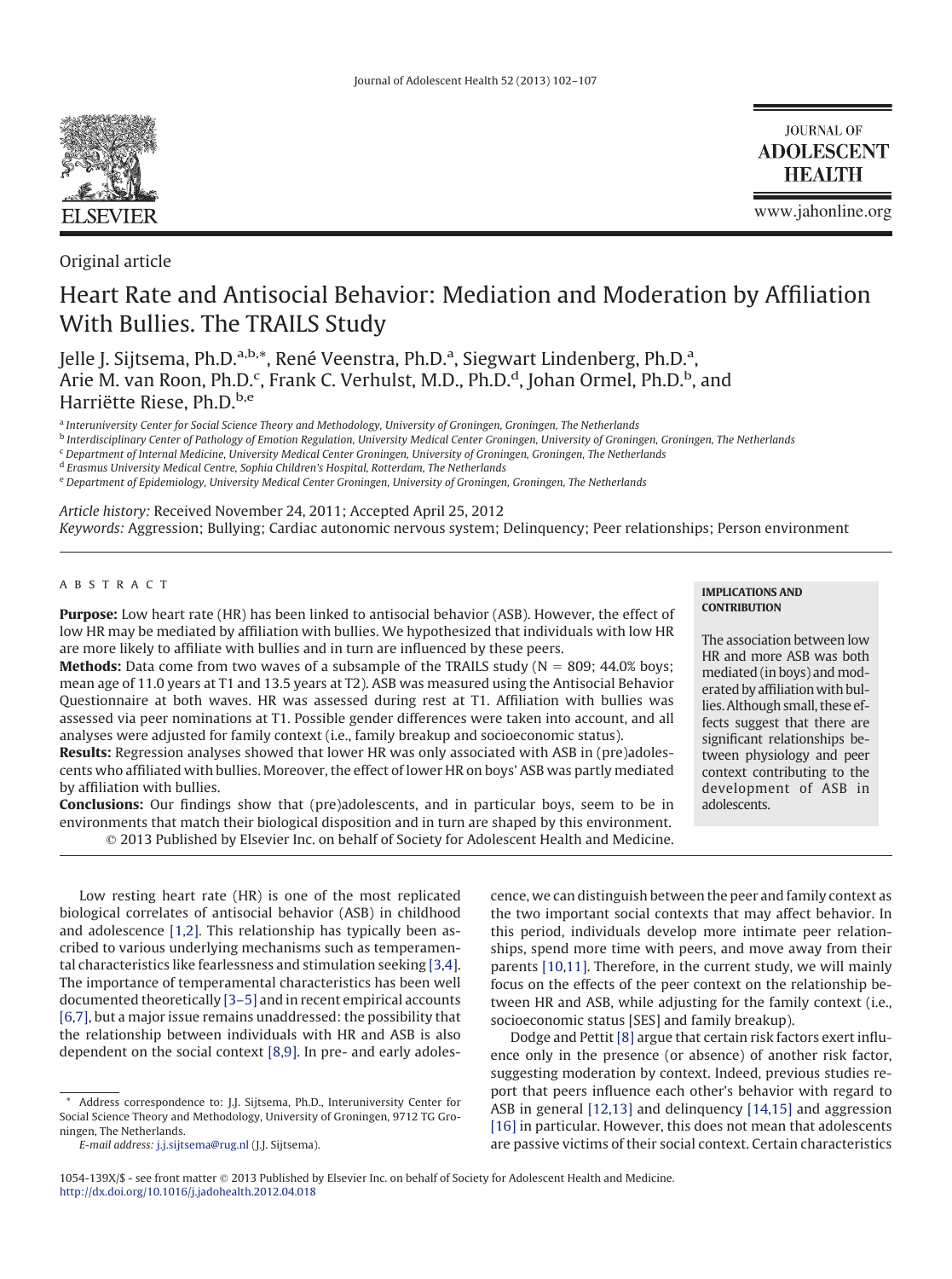Original article

# Heart Rate and Antisocial Behavior: Mediation and Moderation by Affiliation With Bullies. The TRAILS Study

Jelle J. Sijtsema, Ph.D.[a,b,*], René Veenstra, Ph.D.[a], Siegwart Lindenberg, Ph.D.[a], Arie M. van Roon, Ph.D.[c], Frank C. Verhulst, M.D., Ph.D.[d], Johan Ormel, Ph.D.[b], and Harriëtte Riese, Ph.D.[b,e]

[a] Interuniversity Center for Social Science Theory and Methodology, University of Groningen, Groningen, The Netherlands
[b] Interdisciplinary Center of Pathology of Emotion Regulation, University Medical Center Groningen, University of Groningen, Groningen, The Netherlands
[c] Department of Internal Medicine, University Medical Center Groningen, University of Groningen, Groningen, The Netherlands
[d] Erasmus University Medical Centre, Sophia Children's Hospital, Rotterdam, The Netherlands
[e] Department of Epidemiology, University Medical Center Groningen, University of Groningen, Groningen, The Netherlands

*Article history:* Received November 24, 2011; Accepted April 25, 2012
*Keywords:* Aggression; Bullying; Cardiac autonomic nervous system; Delinquency; Peer relationships; Person environment

## ABSTRACT

**Purpose:** Low heart rate (HR) has been linked to antisocial behavior (ASB). However, the effect of low HR may be mediated by affiliation with bullies. We hypothesized that individuals with low HR are more likely to affiliate with bullies and in turn are influenced by these peers.

**Methods:** Data come from two waves of a subsample of the TRAILS study (N = 809; 44.0% boys; mean age of 11.0 years at T1 and 13.5 years at T2). ASB was measured using the Antisocial Behavior Questionnaire at both waves. HR was assessed during rest at T1. Affiliation with bullies was assessed via peer nominations at T1. Possible gender differences were taken into account, and all analyses were adjusted for family context (i.e., family breakup and socioeconomic status).

**Results:** Regression analyses showed that lower HR was only associated with ASB in (pre)adolescents who affiliated with bullies. Moreover, the effect of lower HR on boys' ASB was partly mediated by affiliation with bullies.

**Conclusions:** Our findings show that (pre)adolescents, and in particular boys, seem to be in environments that match their biological disposition and in turn are shaped by this environment.

© 2013 Published by Elsevier Inc. on behalf of Society for Adolescent Health and Medicine.

**IMPLICATIONS AND CONTRIBUTION**

The association between low HR and more ASB was both mediated (in boys) and moderated by affiliation with bullies. Although small, these effects suggest that there are significant relationships between physiology and peer context contributing to the development of ASB in adolescents.

Low resting heart rate (HR) is one of the most replicated biological correlates of antisocial behavior (ASB) in childhood and adolescence [1,2]. This relationship has typically been ascribed to various underlying mechanisms such as temperamental characteristics like fearlessness and stimulation seeking [3,4]. The importance of temperamental characteristics has been well documented theoretically [3–5] and in recent empirical accounts [6,7], but a major issue remains unaddressed: the possibility that the relationship between individuals with HR and ASB is also dependent on the social context [8,9]. In pre- and early adolescence, we can distinguish between the peer and family context as the two important social contexts that may affect behavior. In this period, individuals develop more intimate peer relationships, spend more time with peers, and move away from their parents [10,11]. Therefore, in the current study, we will mainly focus on the effects of the peer context on the relationship between HR and ASB, while adjusting for the family context (i.e., socioeconomic status [SES] and family breakup).

Dodge and Pettit [8] argue that certain risk factors exert influence only in the presence (or absence) of another risk factor, suggesting moderation by context. Indeed, previous studies report that peers influence each other's behavior with regard to ASB in general [12,13] and delinquency [14,15] and aggression [16] in particular. However, this does not mean that adolescents are passive victims of their social context. Certain characteristics

* Address correspondence to: J.J. Sijtsema, Ph.D., Interuniversity Center for Social Science Theory and Methodology, University of Groningen, 9712 TG Groningen, The Netherlands.
*E-mail address:* j.j.sijtsema@rug.nl (J.J. Sijtsema).

1054-139X/$ - see front matter © 2013 Published by Elsevier Inc. on behalf of Society for Adolescent Health and Medicine.
http://dx.doi.org/10.1016/j.jadohealth.2012.04.018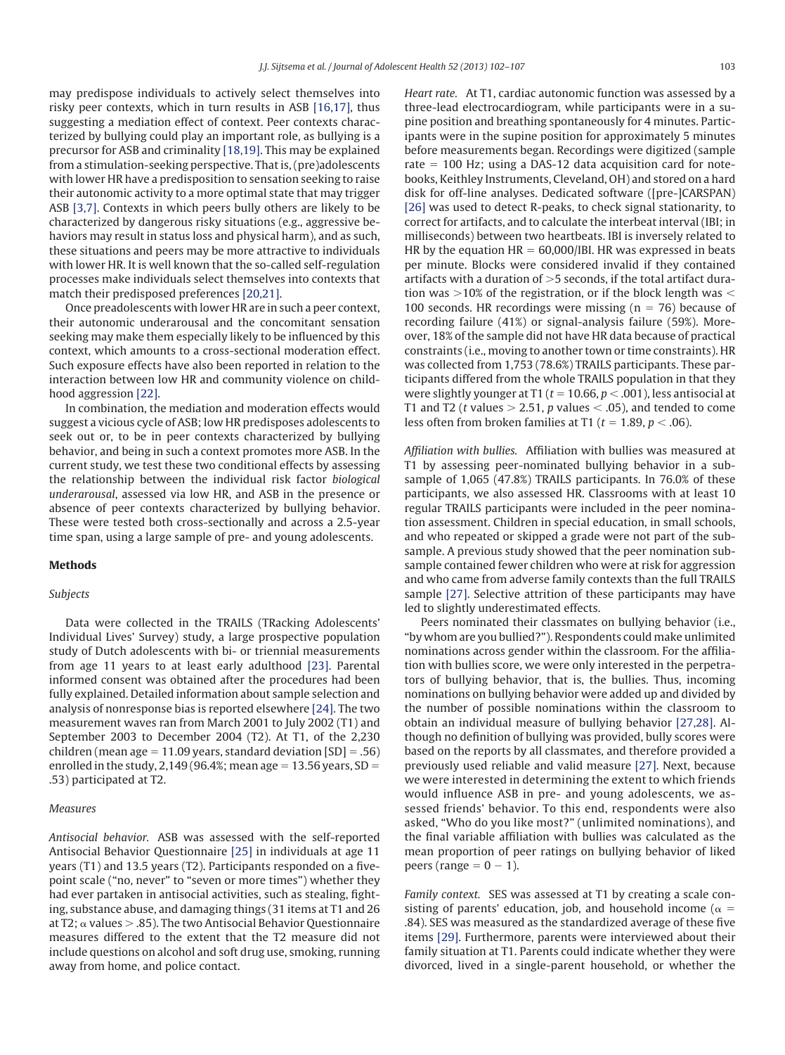may predispose individuals to actively select themselves into risky peer contexts, which in turn results in ASB [16,17], thus suggesting a mediation effect of context. Peer contexts characterized by bullying could play an important role, as bullying is a precursor for ASB and criminality [18,19]. This may be explained from a stimulation-seeking perspective. That is, (pre)adolescents with lower HR have a predisposition to sensation seeking to raise their autonomic activity to a more optimal state that may trigger ASB [3,7]. Contexts in which peers bully others are likely to be characterized by dangerous risky situations (e.g., aggressive behaviors may result in status loss and physical harm), and as such, these situations and peers may be more attractive to individuals with lower HR. It is well known that the so-called self-regulation processes make individuals select themselves into contexts that match their predisposed preferences [20,21].

Once preadolescents with lower HR are in such a peer context, their autonomic underarousal and the concomitant sensation seeking may make them especially likely to be influenced by this context, which amounts to a cross-sectional moderation effect. Such exposure effects have also been reported in relation to the interaction between low HR and community violence on childhood aggression [22].

In combination, the mediation and moderation effects would suggest a vicious cycle of ASB; low HR predisposes adolescents to seek out or, to be in peer contexts characterized by bullying behavior, and being in such a context promotes more ASB. In the current study, we test these two conditional effects by assessing the relationship between the individual risk factor *biological underarousal*, assessed via low HR, and ASB in the presence or absence of peer contexts characterized by bullying behavior. These were tested both cross-sectionally and across a 2.5-year time span, using a large sample of pre- and young adolescents.

## Methods

### Subjects

Data were collected in the TRAILS (TRacking Adolescents' Individual Lives' Survey) study, a large prospective population study of Dutch adolescents with bi- or triennial measurements from age 11 years to at least early adulthood [23]. Parental informed consent was obtained after the procedures had been fully explained. Detailed information about sample selection and analysis of nonresponse bias is reported elsewhere [24]. The two measurement waves ran from March 2001 to July 2002 (T1) and September 2003 to December 2004 (T2). At T1, of the 2,230 children (mean age = 11.09 years, standard deviation [SD] = .56) enrolled in the study, 2,149 (96.4%; mean age = 13.56 years, SD = .53) participated at T2.

### Measures

*Antisocial behavior.* ASB was assessed with the self-reported Antisocial Behavior Questionnaire [25] in individuals at age 11 years (T1) and 13.5 years (T2). Participants responded on a five-point scale ("no, never" to "seven or more times") whether they had ever partaken in antisocial activities, such as stealing, fighting, substance abuse, and damaging things (31 items at T1 and 26 at T2; $\alpha$ values $> .85$). The two Antisocial Behavior Questionnaire measures differed to the extent that the T2 measure did not include questions on alcohol and soft drug use, smoking, running away from home, and police contact.

*Heart rate.* At T1, cardiac autonomic function was assessed by a three-lead electrocardiogram, while participants were in a supine position and breathing spontaneously for 4 minutes. Participants were in the supine position for approximately 5 minutes before measurements began. Recordings were digitized (sample rate = 100 Hz; using a DAS-12 data acquisition card for notebooks, Keithley Instruments, Cleveland, OH) and stored on a hard disk for off-line analyses. Dedicated software ([pre-]CARSPAN) [26] was used to detect R-peaks, to check signal stationarity, to correct for artifacts, and to calculate the interbeat interval (IBI; in milliseconds) between two heartbeats. IBI is inversely related to HR by the equation $HR = 60{,}000/IBI$. HR was expressed in beats per minute. Blocks were considered invalid if they contained artifacts with a duration of >5 seconds, if the total artifact duration was >10% of the registration, or if the block length was < 100 seconds. HR recordings were missing ($n = 76$) because of recording failure (41%) or signal-analysis failure (59%). Moreover, 18% of the sample did not have HR data because of practical constraints (i.e., moving to another town or time constraints). HR was collected from 1,753 (78.6%) TRAILS participants. These participants differed from the whole TRAILS population in that they were slightly younger at T1 ($t = 10.66$, $p < .001$), less antisocial at T1 and T2 ($t$ values $> 2.51$, $p$ values $< .05$), and tended to come less often from broken families at T1 ($t = 1.89$, $p < .06$).

*Affiliation with bullies.* Affiliation with bullies was measured at T1 by assessing peer-nominated bullying behavior in a subsample of 1,065 (47.8%) TRAILS participants. In 76.0% of these participants, we also assessed HR. Classrooms with at least 10 regular TRAILS participants were included in the peer nomination assessment. Children in special education, in small schools, and who repeated or skipped a grade were not part of the subsample. A previous study showed that the peer nomination subsample contained fewer children who were at risk for aggression and who came from adverse family contexts than the full TRAILS sample [27]. Selective attrition of these participants may have led to slightly underestimated effects.

Peers nominated their classmates on bullying behavior (i.e., "by whom are you bullied?"). Respondents could make unlimited nominations across gender within the classroom. For the affiliation with bullies score, we were only interested in the perpetrators of bullying behavior, that is, the bullies. Thus, incoming nominations on bullying behavior were added up and divided by the number of possible nominations within the classroom to obtain an individual measure of bullying behavior [27,28]. Although no definition of bullying was provided, bully scores were based on the reports by all classmates, and therefore provided a previously used reliable and valid measure [27]. Next, because we were interested in determining the extent to which friends would influence ASB in pre- and young adolescents, we assessed friends' behavior. To this end, respondents were also asked, "Who do you like most?" (unlimited nominations), and the final variable affiliation with bullies was calculated as the mean proportion of peer ratings on bullying behavior of liked peers (range $= 0 - 1$).

*Family context.* SES was assessed at T1 by creating a scale consisting of parents' education, job, and household income ($\alpha$ = .84). SES was measured as the standardized average of these five items [29]. Furthermore, parents were interviewed about their family situation at T1. Parents could indicate whether they were divorced, lived in a single-parent household, or whether the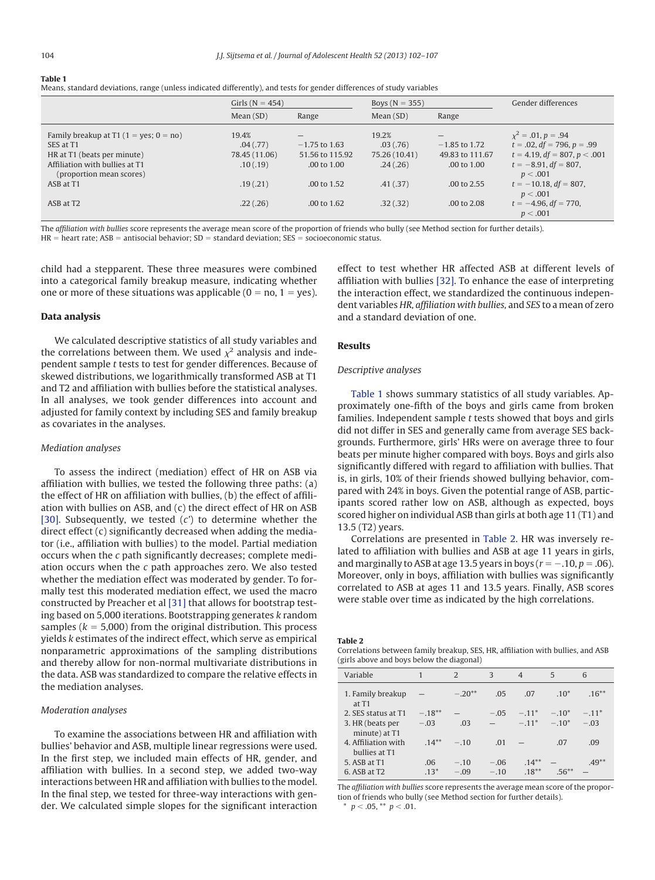**Table 1**

Means, standard deviations, range (unless indicated differently), and tests for gender differences of study variables

| | Girls (N = 454) | | Boys (N = 355) | | Gender differences |
|---|---|---|---|---|---|
| | Mean (SD) | Range | Mean (SD) | Range | |
| Family breakup at T1 (1 = yes; 0 = no) | 19.4% | — | 19.2% | — | $\chi^2 = .01, p = .94$ |
| SES at T1 | .04 (.77) | −1.75 to 1.63 | .03 (.76) | −1.85 to 1.72 | $t = .02, df = 796, p = .99$ |
| HR at T1 (beats per minute) | 78.45 (11.06) | 51.56 to 115.92 | 75.26 (10.41) | 49.83 to 111.67 | $t = 4.19, df = 807, p < .001$ |
| Affiliation with bullies at T1 (proportion mean scores) | .10 (.19) | .00 to 1.00 | .24 (.26) | .00 to 1.00 | $t = -8.91, df = 807, p < .001$ |
| ASB at T1 | .19 (.21) | .00 to 1.52 | .41 (.37) | .00 to 2.55 | $t = -10.18, df = 807, p < .001$ |
| ASB at T2 | .22 (.26) | .00 to 1.62 | .32 (.32) | .00 to 2.08 | $t = -4.96, df = 770, p < .001$ |

The *affiliation with bullies* score represents the average mean score of the proportion of friends who bully (see Method section for further details).
HR = heart rate; ASB = antisocial behavior; SD = standard deviation; SES = socioeconomic status.

child had a stepparent. These three measures were combined into a categorical family breakup measure, indicating whether one or more of these situations was applicable (0 = no, 1 = yes).

### Data analysis

We calculated descriptive statistics of all study variables and the correlations between them. We used $\chi^2$ analysis and independent sample *t* tests to test for gender differences. Because of skewed distributions, we logarithmically transformed ASB at T1 and T2 and affiliation with bullies before the statistical analyses. In all analyses, we took gender differences into account and adjusted for family context by including SES and family breakup as covariates in the analyses.

#### *Mediation analyses*

To assess the indirect (mediation) effect of HR on ASB via affiliation with bullies, we tested the following three paths: (a) the effect of HR on affiliation with bullies, (b) the effect of affiliation with bullies on ASB, and (c) the direct effect of HR on ASB [30]. Subsequently, we tested (c′) to determine whether the direct effect (c) significantly decreased when adding the mediator (i.e., affiliation with bullies) to the model. Partial mediation occurs when the *c* path significantly decreases; complete mediation occurs when the *c* path approaches zero. We also tested whether the mediation effect was moderated by gender. To formally test this moderated mediation effect, we used the macro constructed by Preacher et al [31] that allows for bootstrap testing based on 5,000 iterations. Bootstrapping generates *k* random samples ($k = 5{,}000$) from the original distribution. This process yields *k* estimates of the indirect effect, which serve as empirical nonparametric approximations of the sampling distributions and thereby allow for non-normal multivariate distributions in the data. ASB was standardized to compare the relative effects in the mediation analyses.

#### *Moderation analyses*

To examine the associations between HR and affiliation with bullies' behavior and ASB, multiple linear regressions were used. In the first step, we included main effects of HR, gender, and affiliation with bullies. In a second step, we added two-way interactions between HR and affiliation with bullies to the model. In the final step, we tested for three-way interactions with gender. We calculated simple slopes for the significant interaction effect to test whether HR affected ASB at different levels of affiliation with bullies [32]. To enhance the ease of interpreting the interaction effect, we standardized the continuous independent variables *HR*, *affiliation with bullies*, and *SES* to a mean of zero and a standard deviation of one.

### Results

#### *Descriptive analyses*

Table 1 shows summary statistics of all study variables. Approximately one-fifth of the boys and girls came from broken families. Independent sample *t* tests showed that boys and girls did not differ in SES and generally came from average SES backgrounds. Furthermore, girls' HRs were on average three to four beats per minute higher compared with boys. Boys and girls also significantly differed with regard to affiliation with bullies. That is, in girls, 10% of their friends showed bullying behavior, compared with 24% in boys. Given the potential range of ASB, participants scored rather low on ASB, although as expected, boys scored higher on individual ASB than girls at both age 11 (T1) and 13.5 (T2) years.

Correlations are presented in Table 2. HR was inversely related to affiliation with bullies and ASB at age 11 years in girls, and marginally to ASB at age 13.5 years in boys ($r = -.10, p = .06$). Moreover, only in boys, affiliation with bullies was significantly correlated to ASB at ages 11 and 13.5 years. Finally, ASB scores were stable over time as indicated by the high correlations.

**Table 2**

Correlations between family breakup, SES, HR, affiliation with bullies, and ASB (girls above and boys below the diagonal)

| Variable | 1 | 2 | 3 | 4 | 5 | 6 |
|---|---|---|---|---|---|---|
| 1. Family breakup at T1 | — | −.20** | .05 | .07 | .10* | .16** |
| 2. SES status at T1 | −.18** | — | −.05 | −.11* | −.10* | −.11* |
| 3. HR (beats per minute) at T1 | −.03 | .03 | — | −.11* | −.10* | −.03 |
| 4. Affiliation with bullies at T1 | .14** | −.10 | .01 | — | .07 | .09 |
| 5. ASB at T1 | .06 | −.10 | −.06 | .14** | — | .49** |
| 6. ASB at T2 | .13* | −.09 | −.10 | .18** | .56** | — |

The *affiliation with bullies* score represents the average mean score of the proportion of friends who bully (see Method section for further details).
* $p < .05$, ** $p < .01$.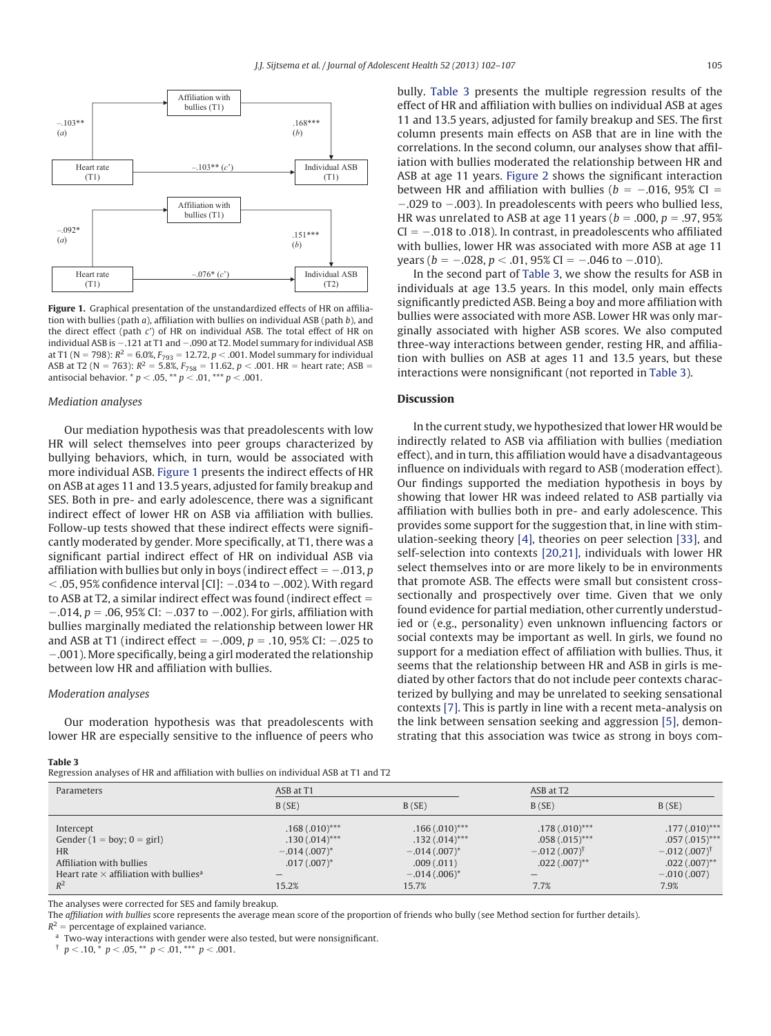Figure 1 (top panel): Heart rate (T1) → Affiliation with bullies (T1): −.103** (*a*); Affiliation with bullies (T1) → Individual ASB (T1): .168*** (*b*); Heart rate (T1) → Individual ASB (T1): −.103** (*c'*)

Figure 1 (bottom panel): Heart rate (T1) → Affiliation with bullies (T1): −.092* (*a*); Affiliation with bullies (T1) → Individual ASB (T2): .151*** (*b*); Heart rate (T1) → Individual ASB (T2): −.076* (*c'*)

**Figure 1.** Graphical presentation of the unstandardized effects of HR on affiliation with bullies (path *a*), affiliation with bullies on individual ASB (path *b*), and the direct effect (path *c'*) of HR on individual ASB. The total effect of HR on individual ASB is −.121 at T1 and −.090 at T2. Model summary for individual ASB at T1 (N = 798): $R^2$ = 6.0%, $F_{793}$ = 12.72, $p < .001$. Model summary for individual ASB at T2 (N = 763): $R^2$ = 5.8%, $F_{758}$ = 11.62, $p < .001$. HR = heart rate; ASB = antisocial behavior. * $p < .05$, ** $p < .01$, *** $p < .001$.

### Mediation analyses

Our mediation hypothesis was that preadolescents with low HR will select themselves into peer groups characterized by bullying behaviors, which, in turn, would be associated with more individual ASB. Figure 1 presents the indirect effects of HR on ASB at ages 11 and 13.5 years, adjusted for family breakup and SES. Both in pre- and early adolescence, there was a significant indirect effect of lower HR on ASB via affiliation with bullies. Follow-up tests showed that these indirect effects were significantly moderated by gender. More specifically, at T1, there was a significant partial indirect effect of HR on individual ASB via affiliation with bullies but only in boys (indirect effect = −.013, $p < .05$, 95% confidence interval [CI]: −.034 to −.002). With regard to ASB at T2, a similar indirect effect was found (indirect effect = −.014, $p = .06$, 95% CI: −.037 to −.002). For girls, affiliation with bullies marginally mediated the relationship between lower HR and ASB at T1 (indirect effect = −.009, $p = .10$, 95% CI: −.025 to −.001). More specifically, being a girl moderated the relationship between low HR and affiliation with bullies.

### Moderation analyses

Our moderation hypothesis was that preadolescents with lower HR are especially sensitive to the influence of peers who bully. Table 3 presents the multiple regression results of the effect of HR and affiliation with bullies on individual ASB at ages 11 and 13.5 years, adjusted for family breakup and SES. The first column presents main effects on ASB that are in line with the correlations. In the second column, our analyses show that affiliation with bullies moderated the relationship between HR and ASB at age 11 years. Figure 2 shows the significant interaction between HR and affiliation with bullies ($b$ = −.016, 95% CI = −.029 to −.003). In preadolescents with peers who bullied less, HR was unrelated to ASB at age 11 years ($b$ = .000, $p = .97$, 95% CI = −.018 to .018). In contrast, in preadolescents who affiliated with bullies, lower HR was associated with more ASB at age 11 years ($b$ = −.028, $p < .01$, 95% CI = −.046 to −.010).

In the second part of Table 3, we show the results for ASB in individuals at age 13.5 years. In this model, only main effects significantly predicted ASB. Being a boy and more affiliation with bullies were associated with more ASB. Lower HR was only marginally associated with higher ASB scores. We also computed three-way interactions between gender, resting HR, and affiliation with bullies on ASB at ages 11 and 13.5 years, but these interactions were nonsignificant (not reported in Table 3).

## Discussion

In the current study, we hypothesized that lower HR would be indirectly related to ASB via affiliation with bullies (mediation effect), and in turn, this affiliation would have a disadvantageous influence on individuals with regard to ASB (moderation effect). Our findings supported the mediation hypothesis in boys by showing that lower HR was indeed related to ASB partially via affiliation with bullies both in pre- and early adolescence. This provides some support for the suggestion that, in line with stimulation-seeking theory [4], theories on peer selection [33], and self-selection into contexts [20,21], individuals with lower HR select themselves into or are more likely to be in environments that promote ASB. The effects were small but consistent cross-sectionally and prospectively over time. Given that we only found evidence for partial mediation, other currently understudied or (e.g., personality) even unknown influencing factors or social contexts may be important as well. In girls, we found no support for a mediation effect of affiliation with bullies. Thus, it seems that the relationship between HR and ASB in girls is mediated by other factors that do not include peer contexts characterized by bullying and may be unrelated to seeking sensational contexts [7]. This is partly in line with a recent meta-analysis on the link between sensation seeking and aggression [5], demonstrating that this association was twice as strong in boys com-

**Table 3**
Regression analyses of HR and affiliation with bullies on individual ASB at T1 and T2

| Parameters | ASB at T1 | | ASB at T2 | |
|---|---|---|---|---|
| | B (SE) | B (SE) | B (SE) | B (SE) |
| Intercept | .168 (.010)*** | .166 (.010)*** | .178 (.010)*** | .177 (.010)*** |
| Gender (1 = boy; 0 = girl) | .130 (.014)*** | .132 (.014)*** | .058 (.015)*** | .057 (.015)*** |
| HR | −.014 (.007)* | −.014 (.007)* | −.012 (.007)† | −.012 (.007)† |
| Affiliation with bullies | .017 (.007)* | .009 (.011) | .022 (.007)** | .022 (.007)** |
| Heart rate × affiliation with bullies[a] | — | −.014 (.006)* | — | −.010 (.007) |
| $R^2$ | 15.2% | 15.7% | 7.7% | 7.9% |

The analyses were corrected for SES and family breakup.
The *affiliation with bullies* score represents the average mean score of the proportion of friends who bully (see Method section for further details).
$R^2$ = percentage of explained variance.
[a] Two-way interactions with gender were also tested, but were nonsignificant.
† $p < .10$, * $p < .05$, ** $p < .01$, *** $p < .001$.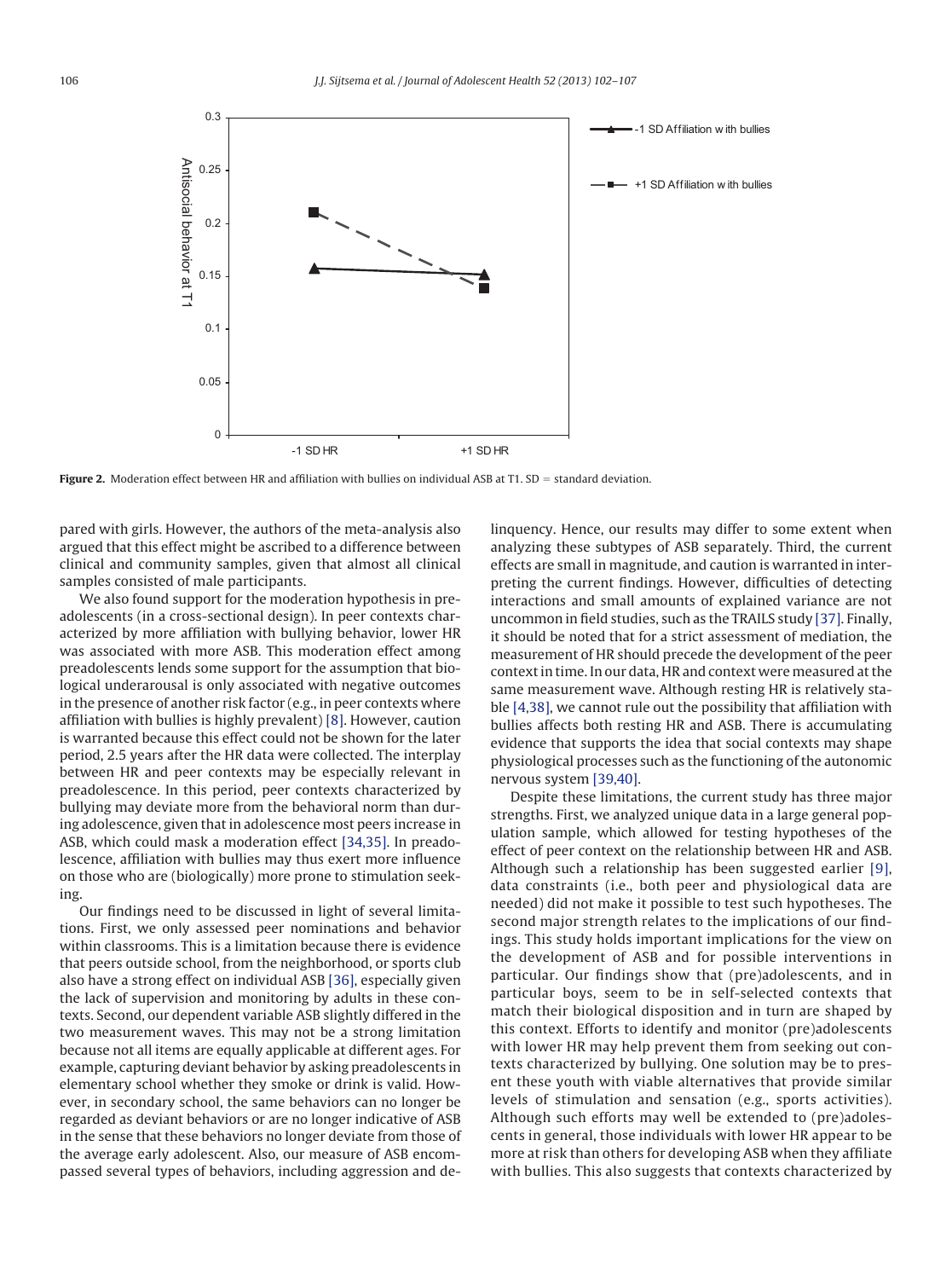0.3

0.25

0.2

0.15

0.1

0.05

0

Antisocial behavior at T1

-1 SD HR

+1 SD HR

-1 SD Affiliation w ith bullies

+1 SD Affiliation w ith bullies

**Figure 2.** Moderation effect between HR and affiliation with bullies on individual ASB at T1. SD = standard deviation.

pared with girls. However, the authors of the meta-analysis also argued that this effect might be ascribed to a difference between clinical and community samples, given that almost all clinical samples consisted of male participants.

We also found support for the moderation hypothesis in preadolescents (in a cross-sectional design). In peer contexts characterized by more affiliation with bullying behavior, lower HR was associated with more ASB. This moderation effect among preadolescents lends some support for the assumption that biological underarousal is only associated with negative outcomes in the presence of another risk factor (e.g., in peer contexts where affiliation with bullies is highly prevalent) [8]. However, caution is warranted because this effect could not be shown for the later period, 2.5 years after the HR data were collected. The interplay between HR and peer contexts may be especially relevant in preadolescence. In this period, peer contexts characterized by bullying may deviate more from the behavioral norm than during adolescence, given that in adolescence most peers increase in ASB, which could mask a moderation effect [34,35]. In preadolescence, affiliation with bullies may thus exert more influence on those who are (biologically) more prone to stimulation seeking.

Our findings need to be discussed in light of several limitations. First, we only assessed peer nominations and behavior within classrooms. This is a limitation because there is evidence that peers outside school, from the neighborhood, or sports club also have a strong effect on individual ASB [36], especially given the lack of supervision and monitoring by adults in these contexts. Second, our dependent variable ASB slightly differed in the two measurement waves. This may not be a strong limitation because not all items are equally applicable at different ages. For example, capturing deviant behavior by asking preadolescents in elementary school whether they smoke or drink is valid. However, in secondary school, the same behaviors can no longer be regarded as deviant behaviors or are no longer indicative of ASB in the sense that these behaviors no longer deviate from those of the average early adolescent. Also, our measure of ASB encompassed several types of behaviors, including aggression and delinquency. Hence, our results may differ to some extent when analyzing these subtypes of ASB separately. Third, the current effects are small in magnitude, and caution is warranted in interpreting the current findings. However, difficulties of detecting interactions and small amounts of explained variance are not uncommon in field studies, such as the TRAILS study [37]. Finally, it should be noted that for a strict assessment of mediation, the measurement of HR should precede the development of the peer context in time. In our data, HR and context were measured at the same measurement wave. Although resting HR is relatively stable [4,38], we cannot rule out the possibility that affiliation with bullies affects both resting HR and ASB. There is accumulating evidence that supports the idea that social contexts may shape physiological processes such as the functioning of the autonomic nervous system [39,40].

Despite these limitations, the current study has three major strengths. First, we analyzed unique data in a large general population sample, which allowed for testing hypotheses of the effect of peer context on the relationship between HR and ASB. Although such a relationship has been suggested earlier [9], data constraints (i.e., both peer and physiological data are needed) did not make it possible to test such hypotheses. The second major strength relates to the implications of our findings. This study holds important implications for the view on the development of ASB and for possible interventions in particular. Our findings show that (pre)adolescents, and in particular boys, seem to be in self-selected contexts that match their biological disposition and in turn are shaped by this context. Efforts to identify and monitor (pre)adolescents with lower HR may help prevent them from seeking out contexts characterized by bullying. One solution may be to present these youth with viable alternatives that provide similar levels of stimulation and sensation (e.g., sports activities). Although such efforts may well be extended to (pre)adolescents in general, those individuals with lower HR appear to be more at risk than others for developing ASB when they affiliate with bullies. This also suggests that contexts characterized by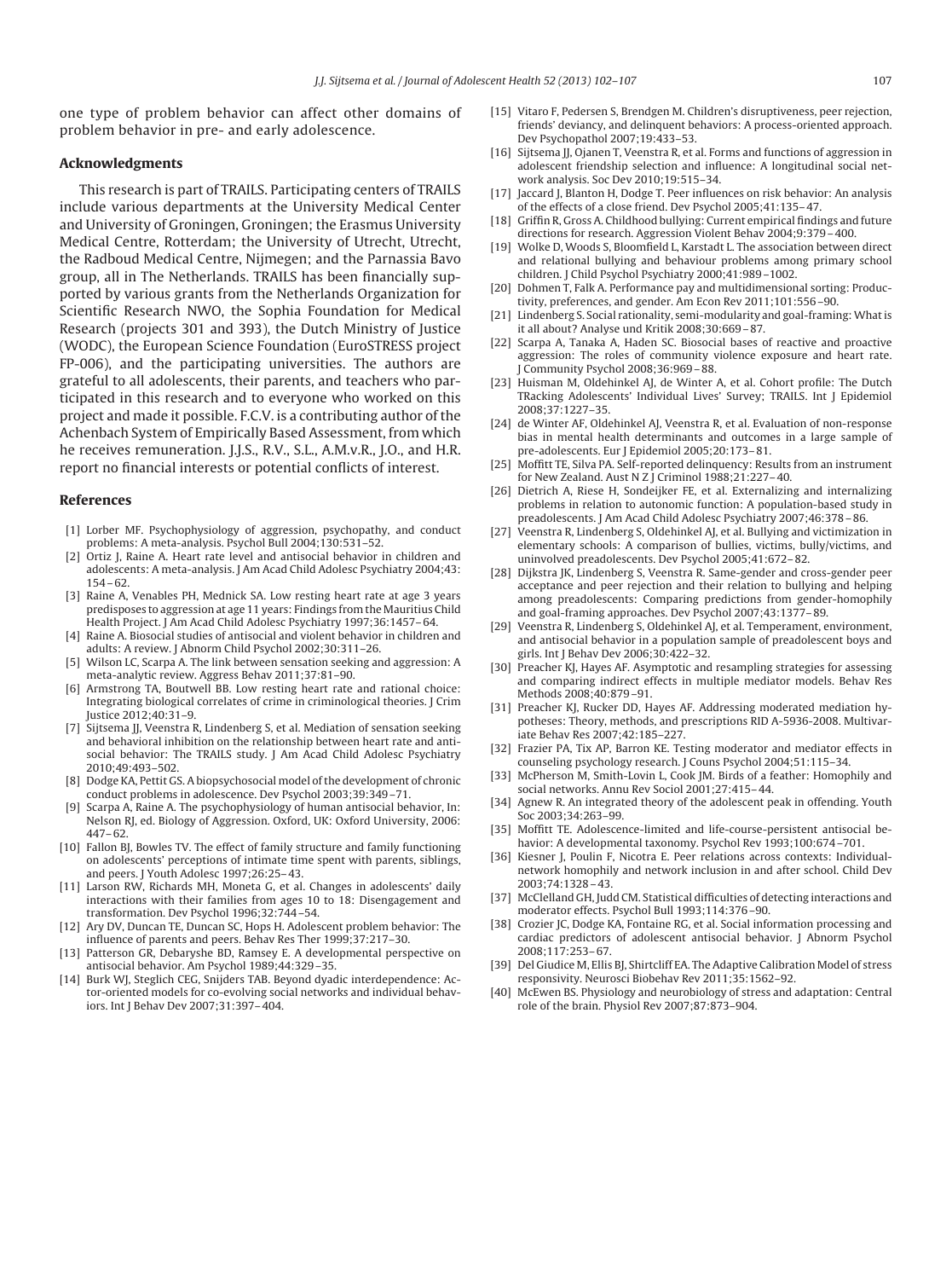one type of problem behavior can affect other domains of problem behavior in pre- and early adolescence.

## Acknowledgments

This research is part of TRAILS. Participating centers of TRAILS include various departments at the University Medical Center and University of Groningen, Groningen; the Erasmus University Medical Centre, Rotterdam; the University of Utrecht, Utrecht, the Radboud Medical Centre, Nijmegen; and the Parnassia Bavo group, all in The Netherlands. TRAILS has been financially supported by various grants from the Netherlands Organization for Scientific Research NWO, the Sophia Foundation for Medical Research (projects 301 and 393), the Dutch Ministry of Justice (WODC), the European Science Foundation (EuroSTRESS project FP-006), and the participating universities. The authors are grateful to all adolescents, their parents, and teachers who participated in this research and to everyone who worked on this project and made it possible. F.C.V. is a contributing author of the Achenbach System of Empirically Based Assessment, from which he receives remuneration. J.J.S., R.V., S.L., A.M.v.R., J.O., and H.R. report no financial interests or potential conflicts of interest.

## References

[1] Lorber MF. Psychophysiology of aggression, psychopathy, and conduct problems: A meta-analysis. Psychol Bull 2004;130:531–52.

[2] Ortiz J, Raine A. Heart rate level and antisocial behavior in children and adolescents: A meta-analysis. J Am Acad Child Adolesc Psychiatry 2004;43:154–62.

[3] Raine A, Venables PH, Mednick SA. Low resting heart rate at age 3 years predisposes to aggression at age 11 years: Findings from the Mauritius Child Health Project. J Am Acad Child Adolesc Psychiatry 1997;36:1457–64.

[4] Raine A. Biosocial studies of antisocial and violent behavior in children and adults: A review. J Abnorm Child Psychol 2002;30:311–26.

[5] Wilson LC, Scarpa A. The link between sensation seeking and aggression: A meta-analytic review. Aggress Behav 2011;37:81–90.

[6] Armstrong TA, Boutwell BB. Low resting heart rate and rational choice: Integrating biological correlates of crime in criminological theories. J Crim Justice 2012;40:31–9.

[7] Sijtsema JJ, Veenstra R, Lindenberg S, et al. Mediation of sensation seeking and behavioral inhibition on the relationship between heart rate and antisocial behavior: The TRAILS study. J Am Acad Child Adolesc Psychiatry 2010;49:493–502.

[8] Dodge KA, Pettit GS. A biopsychosocial model of the development of chronic conduct problems in adolescence. Dev Psychol 2003;39:349–71.

[9] Scarpa A, Raine A. The psychophysiology of human antisocial behavior, In: Nelson RJ, ed. Biology of Aggression. Oxford, UK: Oxford University, 2006: 447–62.

[10] Fallon BJ, Bowles TV. The effect of family structure and family functioning on adolescents' perceptions of intimate time spent with parents, siblings, and peers. J Youth Adolesc 1997;26:25–43.

[11] Larson RW, Richards MH, Moneta G, et al. Changes in adolescents' daily interactions with their families from ages 10 to 18: Disengagement and transformation. Dev Psychol 1996;32:744–54.

[12] Ary DV, Duncan TE, Duncan SC, Hops H. Adolescent problem behavior: The influence of parents and peers. Behav Res Ther 1999;37:217–30.

[13] Patterson GR, Debaryshe BD, Ramsey E. A developmental perspective on antisocial behavior. Am Psychol 1989;44:329–35.

[14] Burk WJ, Steglich CEG, Snijders TAB. Beyond dyadic interdependence: Actor-oriented models for co-evolving social networks and individual behaviors. Int J Behav Dev 2007;31:397–404.

[15] Vitaro F, Pedersen S, Brendgen M. Children's disruptiveness, peer rejection, friends' deviancy, and delinquent behaviors: A process-oriented approach. Dev Psychopathol 2007;19:433–53.

[16] Sijtsema JJ, Ojanen T, Veenstra R, et al. Forms and functions of aggression in adolescent friendship selection and influence: A longitudinal social network analysis. Soc Dev 2010;19:515–34.

[17] Jaccard J, Blanton H, Dodge T. Peer influences on risk behavior: An analysis of the effects of a close friend. Dev Psychol 2005;41:135–47.

[18] Griffin R, Gross A. Childhood bullying: Current empirical findings and future directions for research. Aggression Violent Behav 2004;9:379–400.

[19] Wolke D, Woods S, Bloomfield L, Karstadt L. The association between direct and relational bullying and behaviour problems among primary school children. J Child Psychol Psychiatry 2000;41:989–1002.

[20] Dohmen T, Falk A. Performance pay and multidimensional sorting: Productivity, preferences, and gender. Am Econ Rev 2011;101:556–90.

[21] Lindenberg S. Social rationality, semi-modularity and goal-framing: What is it all about? Analyse und Kritik 2008;30:669–87.

[22] Scarpa A, Tanaka A, Haden SC. Biosocial bases of reactive and proactive aggression: The roles of community violence exposure and heart rate. J Community Psychol 2008;36:969–88.

[23] Huisman M, Oldehinkel AJ, de Winter A, et al. Cohort profile: The Dutch TRacking Adolescents' Individual Lives' Survey; TRAILS. Int J Epidemiol 2008;37:1227–35.

[24] de Winter AF, Oldehinkel AJ, Veenstra R, et al. Evaluation of non-response bias in mental health determinants and outcomes in a large sample of pre-adolescents. Eur J Epidemiol 2005;20:173–81.

[25] Moffitt TE, Silva PA. Self-reported delinquency: Results from an instrument for New Zealand. Aust N Z J Criminol 1988;21:227–40.

[26] Dietrich A, Riese H, Sondeijker FE, et al. Externalizing and internalizing problems in relation to autonomic function: A population-based study in preadolescents. J Am Acad Child Adolesc Psychiatry 2007;46:378–86.

[27] Veenstra R, Lindenberg S, Oldehinkel AJ, et al. Bullying and victimization in elementary schools: A comparison of bullies, victims, bully/victims, and uninvolved preadolescents. Dev Psychol 2005;41:672–82.

[28] Dijkstra JK, Lindenberg S, Veenstra R. Same-gender and cross-gender peer acceptance and peer rejection and their relation to bullying and helping among preadolescents: Comparing predictions from gender-homophily and goal-framing approaches. Dev Psychol 2007;43:1377–89.

[29] Veenstra R, Lindenberg S, Oldehinkel AJ, et al. Temperament, environment, and antisocial behavior in a population sample of preadolescent boys and girls. Int J Behav Dev 2006;30:422–32.

[30] Preacher KJ, Hayes AF. Asymptotic and resampling strategies for assessing and comparing indirect effects in multiple mediator models. Behav Res Methods 2008;40:879–91.

[31] Preacher KJ, Rucker DD, Hayes AF. Addressing moderated mediation hypotheses: Theory, methods, and prescriptions RID A-5936-2008. Multivariate Behav Res 2007;42:185–227.

[32] Frazier PA, Tix AP, Barron KE. Testing moderator and mediator effects in counseling psychology research. J Couns Psychol 2004;51:115–34.

[33] McPherson M, Smith-Lovin L, Cook JM. Birds of a feather: Homophily and social networks. Annu Rev Sociol 2001;27:415–44.

[34] Agnew R. An integrated theory of the adolescent peak in offending. Youth Soc 2003;34:263–99.

[35] Moffitt TE. Adolescence-limited and life-course-persistent antisocial behavior: A developmental taxonomy. Psychol Rev 1993;100:674–701.

[36] Kiesner J, Poulin F, Nicotra E. Peer relations across contexts: Individual-network homophily and network inclusion in and after school. Child Dev 2003;74:1328–43.

[37] McClelland GH, Judd CM. Statistical difficulties of detecting interactions and moderator effects. Psychol Bull 1993;114:376–90.

[38] Crozier JC, Dodge KA, Fontaine RG, et al. Social information processing and cardiac predictors of adolescent antisocial behavior. J Abnorm Psychol 2008;117:253–67.

[39] Del Giudice M, Ellis BJ, Shirtcliff EA. The Adaptive Calibration Model of stress responsivity. Neurosci Biobehav Rev 2011;35:1562–92.

[40] McEwen BS. Physiology and neurobiology of stress and adaptation: Central role of the brain. Physiol Rev 2007;87:873–904.